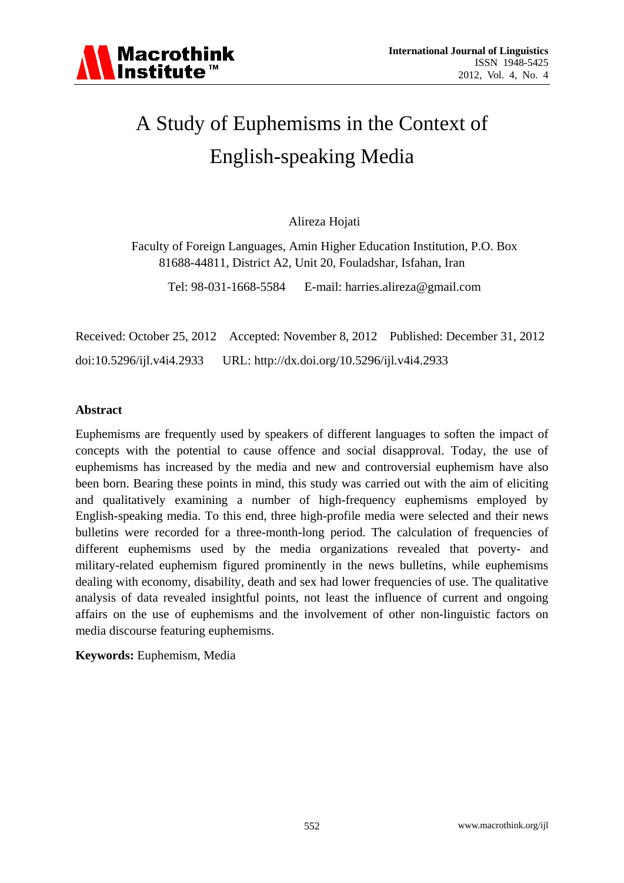# A Study of Euphemisms in the Context of English-speaking Media

Alireza Hojati

Faculty of Foreign Languages, Amin Higher Education Institution, P.O. Box 81688-44811, District A2, Unit 20, Fouladshar, Isfahan, Iran

Tel: 98-031-1668-5584 E-mail: harries.alireza@gmail.com

Received: October 25, 2012 Accepted: November 8, 2012 Published: December 31, 2012

doi:10.5296/ijl.v4i4.2933 URL: http://dx.doi.org/10.5296/ijl.v4i4.2933

## Abstract

Euphemisms are frequently used by speakers of different languages to soften the impact of concepts with the potential to cause offence and social disapproval. Today, the use of euphemisms has increased by the media and new and controversial euphemism have also been born. Bearing these points in mind, this study was carried out with the aim of eliciting and qualitatively examining a number of high-frequency euphemisms employed by English-speaking media. To this end, three high-profile media were selected and their news bulletins were recorded for a three-month-long period. The calculation of frequencies of different euphemisms used by the media organizations revealed that poverty- and military-related euphemism figured prominently in the news bulletins, while euphemisms dealing with economy, disability, death and sex had lower frequencies of use. The qualitative analysis of data revealed insightful points, not least the influence of current and ongoing affairs on the use of euphemisms and the involvement of other non-linguistic factors on media discourse featuring euphemisms.

**Keywords:** Euphemism, Media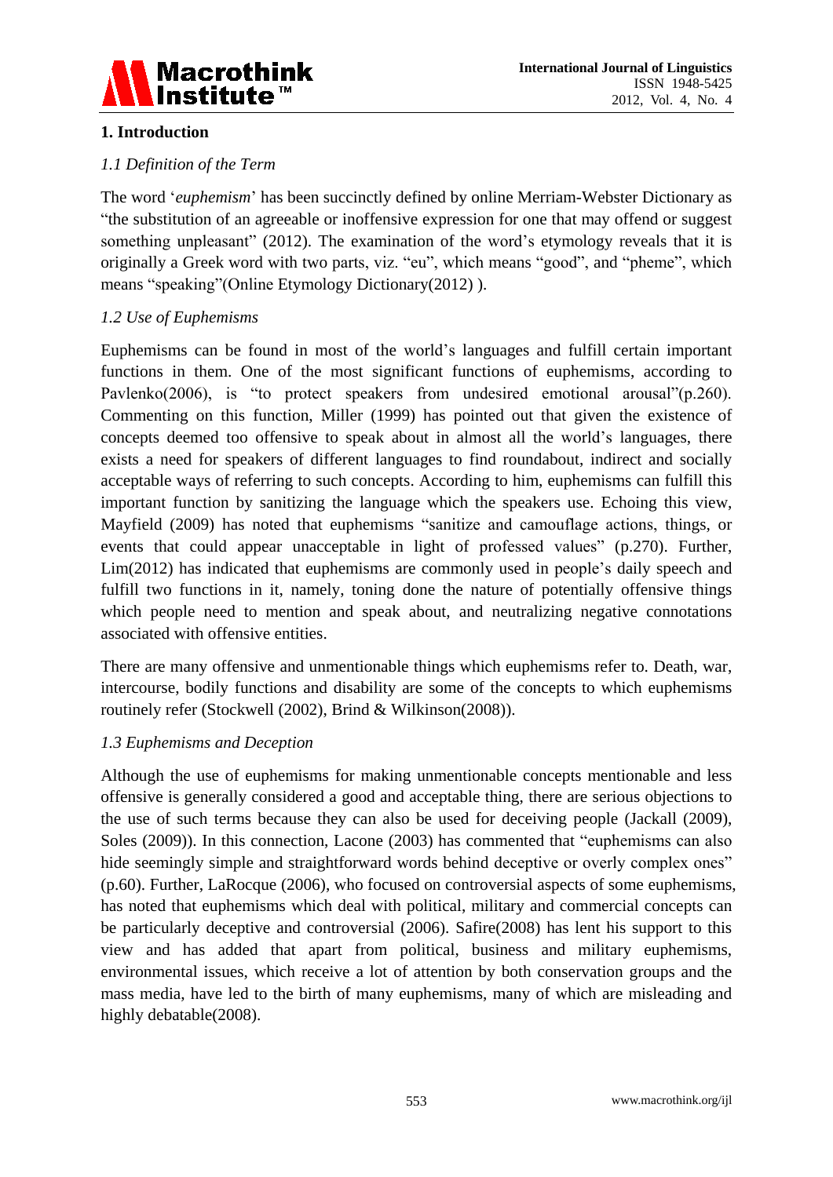## 1. Introduction

### *1.1 Definition of the Term*

The word '*euphemism*' has been succinctly defined by online Merriam-Webster Dictionary as "the substitution of an agreeable or inoffensive expression for one that may offend or suggest something unpleasant" (2012). The examination of the word's etymology reveals that it is originally a Greek word with two parts, viz. "eu", which means "good", and "pheme", which means "speaking"(Online Etymology Dictionary(2012) ).

### *1.2 Use of Euphemisms*

Euphemisms can be found in most of the world's languages and fulfill certain important functions in them. One of the most significant functions of euphemisms, according to Pavlenko(2006), is "to protect speakers from undesired emotional arousal"(p.260). Commenting on this function, Miller (1999) has pointed out that given the existence of concepts deemed too offensive to speak about in almost all the world's languages, there exists a need for speakers of different languages to find roundabout, indirect and socially acceptable ways of referring to such concepts. According to him, euphemisms can fulfill this important function by sanitizing the language which the speakers use. Echoing this view, Mayfield (2009) has noted that euphemisms "sanitize and camouflage actions, things, or events that could appear unacceptable in light of professed values" (p.270). Further, Lim(2012) has indicated that euphemisms are commonly used in people's daily speech and fulfill two functions in it, namely, toning done the nature of potentially offensive things which people need to mention and speak about, and neutralizing negative connotations associated with offensive entities.

There are many offensive and unmentionable things which euphemisms refer to. Death, war, intercourse, bodily functions and disability are some of the concepts to which euphemisms routinely refer (Stockwell (2002), Brind & Wilkinson(2008)).

### *1.3 Euphemisms and Deception*

Although the use of euphemisms for making unmentionable concepts mentionable and less offensive is generally considered a good and acceptable thing, there are serious objections to the use of such terms because they can also be used for deceiving people (Jackall (2009), Soles (2009)). In this connection, Lacone (2003) has commented that "euphemisms can also hide seemingly simple and straightforward words behind deceptive or overly complex ones" (p.60). Further, LaRocque (2006), who focused on controversial aspects of some euphemisms, has noted that euphemisms which deal with political, military and commercial concepts can be particularly deceptive and controversial (2006). Safire(2008) has lent his support to this view and has added that apart from political, business and military euphemisms, environmental issues, which receive a lot of attention by both conservation groups and the mass media, have led to the birth of many euphemisms, many of which are misleading and highly debatable(2008).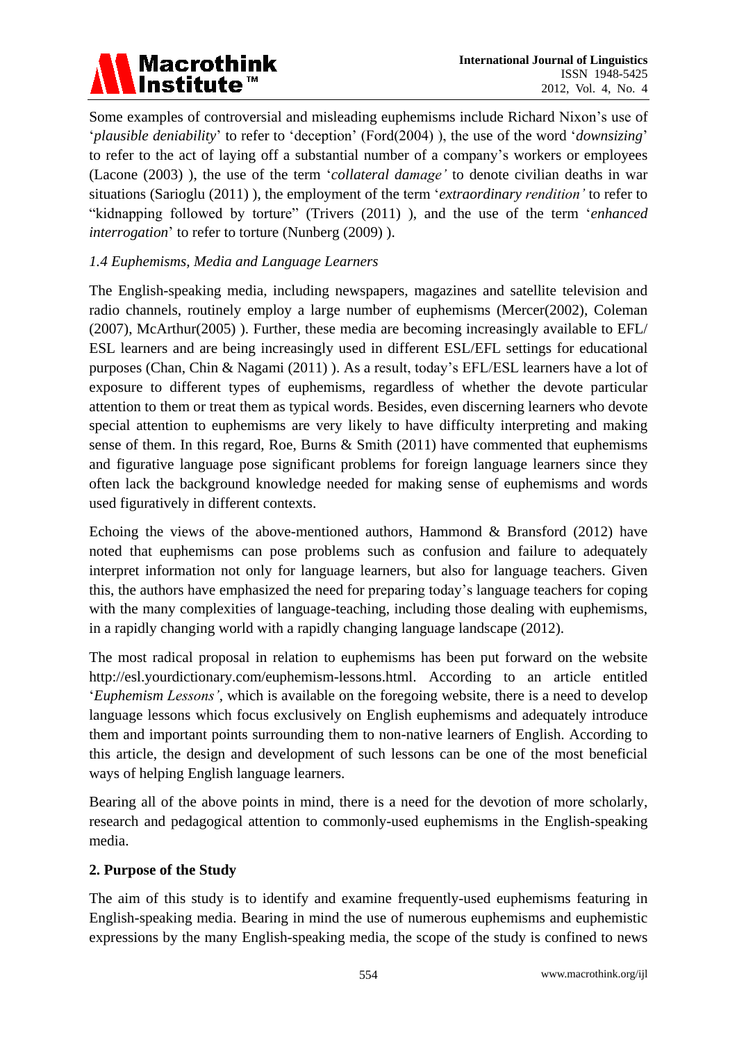Some examples of controversial and misleading euphemisms include Richard Nixon's use of '*plausible deniability*' to refer to 'deception' (Ford(2004) ), the use of the word '*downsizing*' to refer to the act of laying off a substantial number of a company's workers or employees (Lacone (2003) ), the use of the term '*collateral damage'* to denote civilian deaths in war situations (Sarioglu (2011) ), the employment of the term '*extraordinary rendition'* to refer to "kidnapping followed by torture" (Trivers (2011) ), and the use of the term '*enhanced interrogation*' to refer to torture (Nunberg (2009) ).

### *1.4 Euphemisms, Media and Language Learners*

The English-speaking media, including newspapers, magazines and satellite television and radio channels, routinely employ a large number of euphemisms (Mercer(2002), Coleman (2007), McArthur(2005) ). Further, these media are becoming increasingly available to EFL/ ESL learners and are being increasingly used in different ESL/EFL settings for educational purposes (Chan, Chin & Nagami (2011) ). As a result, today's EFL/ESL learners have a lot of exposure to different types of euphemisms, regardless of whether the devote particular attention to them or treat them as typical words. Besides, even discerning learners who devote special attention to euphemisms are very likely to have difficulty interpreting and making sense of them. In this regard, Roe, Burns & Smith (2011) have commented that euphemisms and figurative language pose significant problems for foreign language learners since they often lack the background knowledge needed for making sense of euphemisms and words used figuratively in different contexts.

Echoing the views of the above-mentioned authors, Hammond & Bransford (2012) have noted that euphemisms can pose problems such as confusion and failure to adequately interpret information not only for language learners, but also for language teachers. Given this, the authors have emphasized the need for preparing today's language teachers for coping with the many complexities of language-teaching, including those dealing with euphemisms, in a rapidly changing world with a rapidly changing language landscape (2012).

The most radical proposal in relation to euphemisms has been put forward on the website http://esl.yourdictionary.com/euphemism-lessons.html. According to an article entitled '*Euphemism Lessons'*, which is available on the foregoing website, there is a need to develop language lessons which focus exclusively on English euphemisms and adequately introduce them and important points surrounding them to non-native learners of English. According to this article, the design and development of such lessons can be one of the most beneficial ways of helping English language learners.

Bearing all of the above points in mind, there is a need for the devotion of more scholarly, research and pedagogical attention to commonly-used euphemisms in the English-speaking media.

## **2. Purpose of the Study**

The aim of this study is to identify and examine frequently-used euphemisms featuring in English-speaking media. Bearing in mind the use of numerous euphemisms and euphemistic expressions by the many English-speaking media, the scope of the study is confined to news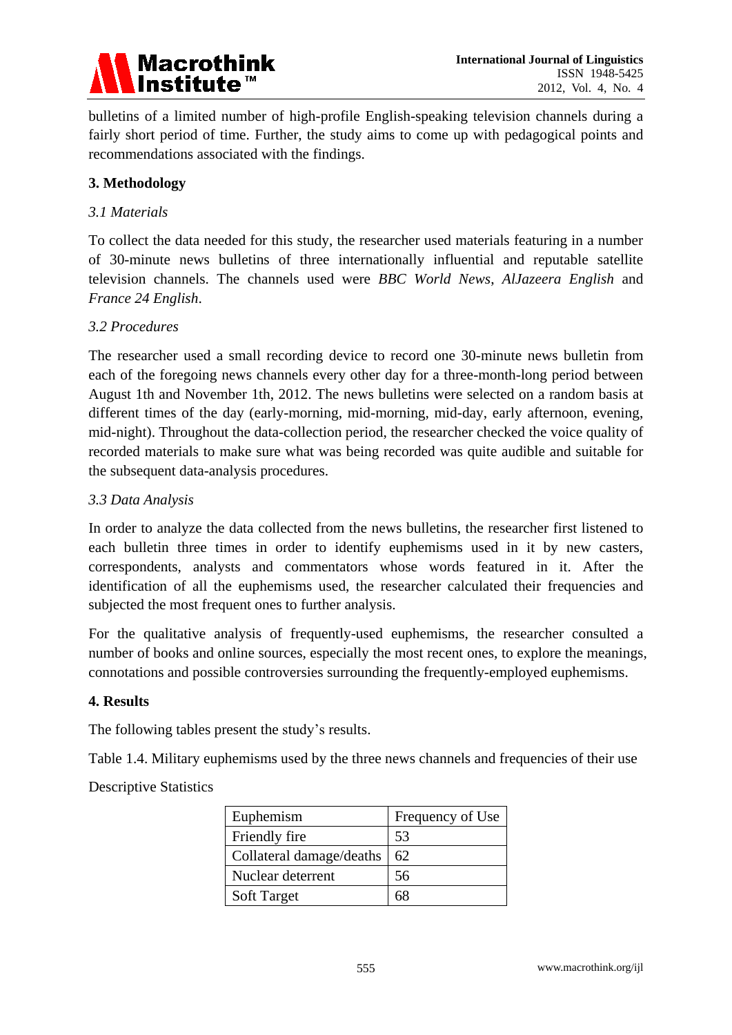bulletins of a limited number of high-profile English-speaking television channels during a fairly short period of time. Further, the study aims to come up with pedagogical points and recommendations associated with the findings.

## 3. Methodology

### *3.1 Materials*

To collect the data needed for this study, the researcher used materials featuring in a number of 30-minute news bulletins of three internationally influential and reputable satellite television channels. The channels used were *BBC World News*, *AlJazeera English* and *France 24 English*.

### *3.2 Procedures*

The researcher used a small recording device to record one 30-minute news bulletin from each of the foregoing news channels every other day for a three-month-long period between August 1th and November 1th, 2012. The news bulletins were selected on a random basis at different times of the day (early-morning, mid-morning, mid-day, early afternoon, evening, mid-night). Throughout the data-collection period, the researcher checked the voice quality of recorded materials to make sure what was being recorded was quite audible and suitable for the subsequent data-analysis procedures.

### *3.3 Data Analysis*

In order to analyze the data collected from the news bulletins, the researcher first listened to each bulletin three times in order to identify euphemisms used in it by new casters, correspondents, analysts and commentators whose words featured in it. After the identification of all the euphemisms used, the researcher calculated their frequencies and subjected the most frequent ones to further analysis.

For the qualitative analysis of frequently-used euphemisms, the researcher consulted a number of books and online sources, especially the most recent ones, to explore the meanings, connotations and possible controversies surrounding the frequently-employed euphemisms.

## 4. Results

The following tables present the study's results.

Table 1.4. Military euphemisms used by the three news channels and frequencies of their use

Descriptive Statistics

| Euphemism | Frequency of Use |
|---|---|
| Friendly fire | 53 |
| Collateral damage/deaths | 62 |
| Nuclear deterrent | 56 |
| Soft Target | 68 |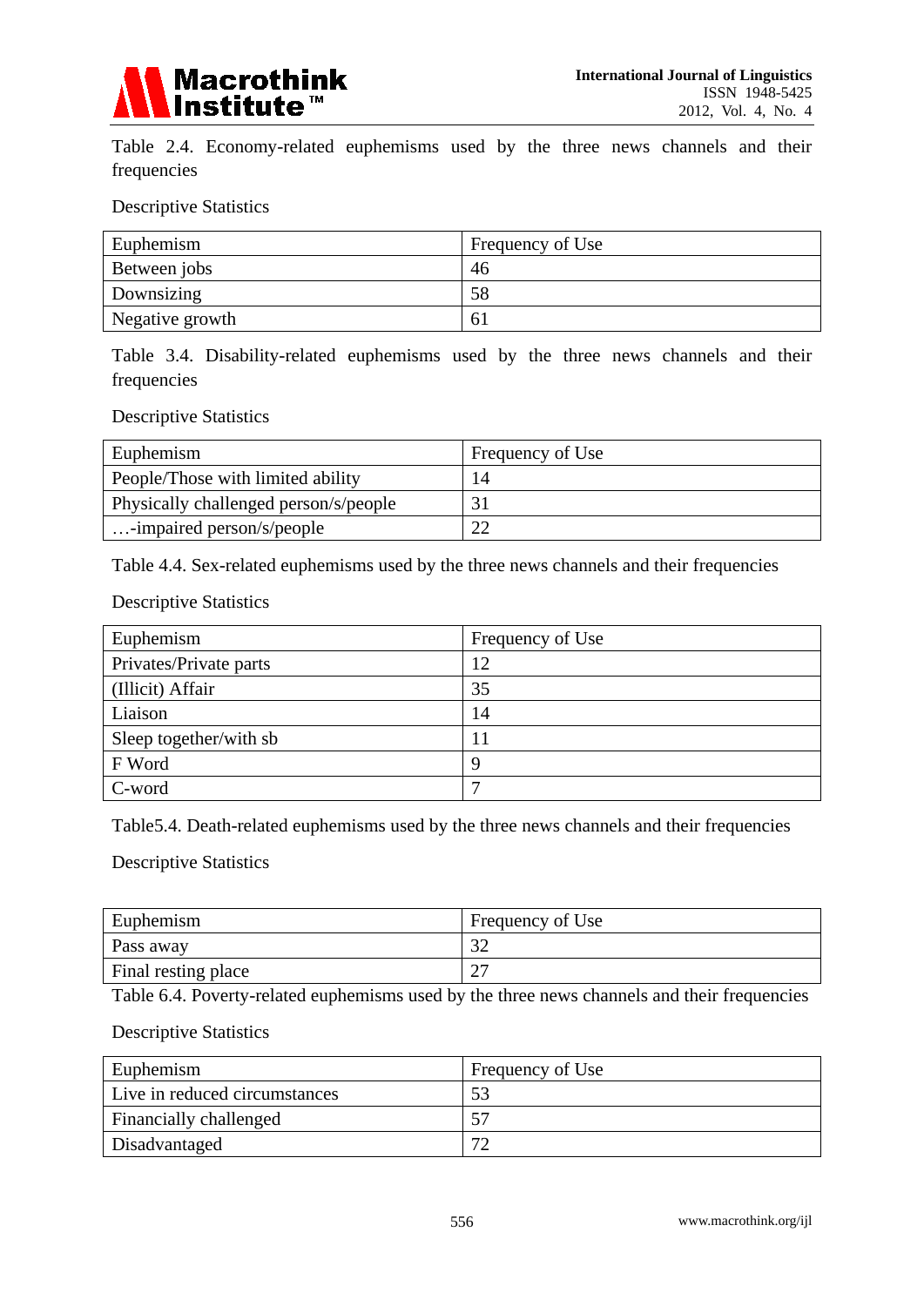Table 2.4. Economy-related euphemisms used by the three news channels and their frequencies

Descriptive Statistics

| Euphemism | Frequency of Use |
|---|---|
| Between jobs | 46 |
| Downsizing | 58 |
| Negative growth | 61 |

Table 3.4. Disability-related euphemisms used by the three news channels and their frequencies

Descriptive Statistics

| Euphemism | Frequency of Use |
|---|---|
| People/Those with limited ability | 14 |
| Physically challenged person/s/people | 31 |
| …-impaired person/s/people | 22 |

Table 4.4. Sex-related euphemisms used by the three news channels and their frequencies

Descriptive Statistics

| Euphemism | Frequency of Use |
|---|---|
| Privates/Private parts | 12 |
| (Illicit) Affair | 35 |
| Liaison | 14 |
| Sleep together/with sb | 11 |
| F Word | 9 |
| C-word | 7 |

Table5.4. Death-related euphemisms used by the three news channels and their frequencies

Descriptive Statistics

| Euphemism | Frequency of Use |
|---|---|
| Pass away | 32 |
| Final resting place | 27 |

Table 6.4. Poverty-related euphemisms used by the three news channels and their frequencies

Descriptive Statistics

| Euphemism | Frequency of Use |
|---|---|
| Live in reduced circumstances | 53 |
| Financially challenged | 57 |
| Disadvantaged | 72 |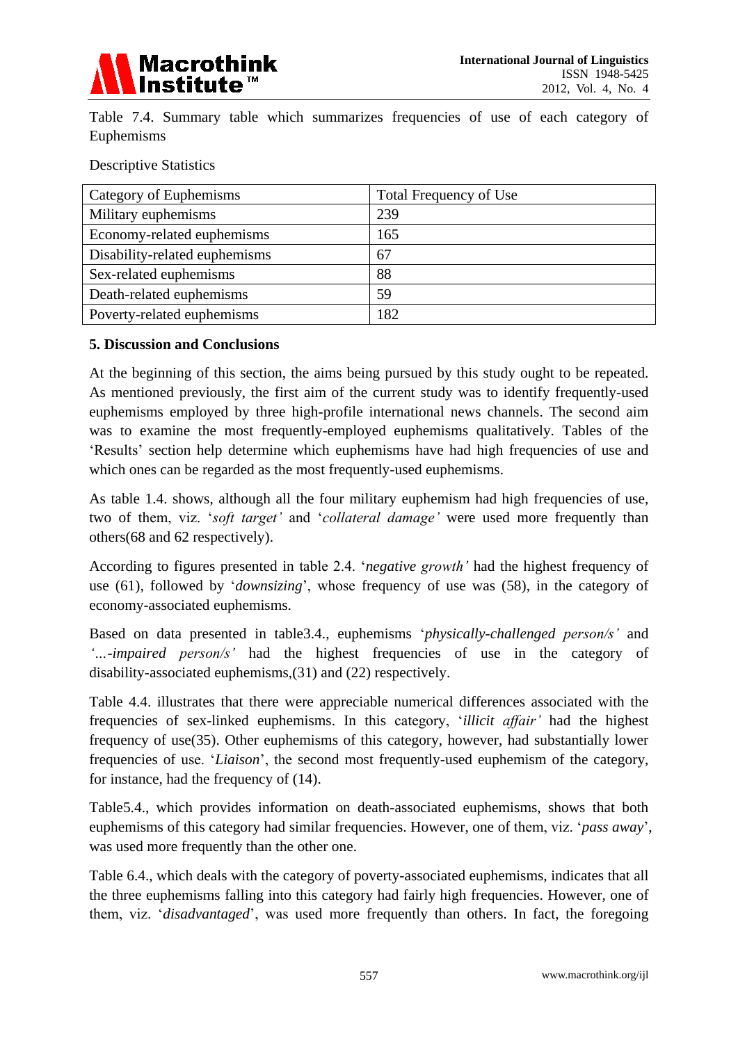Table 7.4. Summary table which summarizes frequencies of use of each category of Euphemisms

Descriptive Statistics

| Category of Euphemisms | Total Frequency of Use |
|---|---|
| Military euphemisms | 239 |
| Economy-related euphemisms | 165 |
| Disability-related euphemisms | 67 |
| Sex-related euphemisms | 88 |
| Death-related euphemisms | 59 |
| Poverty-related euphemisms | 182 |

## 5. Discussion and Conclusions

At the beginning of this section, the aims being pursued by this study ought to be repeated. As mentioned previously, the first aim of the current study was to identify frequently-used euphemisms employed by three high-profile international news channels. The second aim was to examine the most frequently-employed euphemisms qualitatively. Tables of the 'Results' section help determine which euphemisms have had high frequencies of use and which ones can be regarded as the most frequently-used euphemisms.

As table 1.4. shows, although all the four military euphemism had high frequencies of use, two of them, viz. '*soft target'* and '*collateral damage'* were used more frequently than others(68 and 62 respectively).

According to figures presented in table 2.4. '*negative growth'* had the highest frequency of use (61), followed by '*downsizing*', whose frequency of use was (58), in the category of economy-associated euphemisms.

Based on data presented in table3.4., euphemisms '*physically-challenged person/s'* and *'...-impaired person/s'* had the highest frequencies of use in the category of disability-associated euphemisms,(31) and (22) respectively.

Table 4.4. illustrates that there were appreciable numerical differences associated with the frequencies of sex-linked euphemisms. In this category, '*illicit affair'* had the highest frequency of use(35). Other euphemisms of this category, however, had substantially lower frequencies of use. '*Liaison*', the second most frequently-used euphemism of the category, for instance, had the frequency of (14).

Table5.4., which provides information on death-associated euphemisms, shows that both euphemisms of this category had similar frequencies. However, one of them, viz. '*pass away*', was used more frequently than the other one.

Table 6.4., which deals with the category of poverty-associated euphemisms, indicates that all the three euphemisms falling into this category had fairly high frequencies. However, one of them, viz. '*disadvantaged*', was used more frequently than others. In fact, the foregoing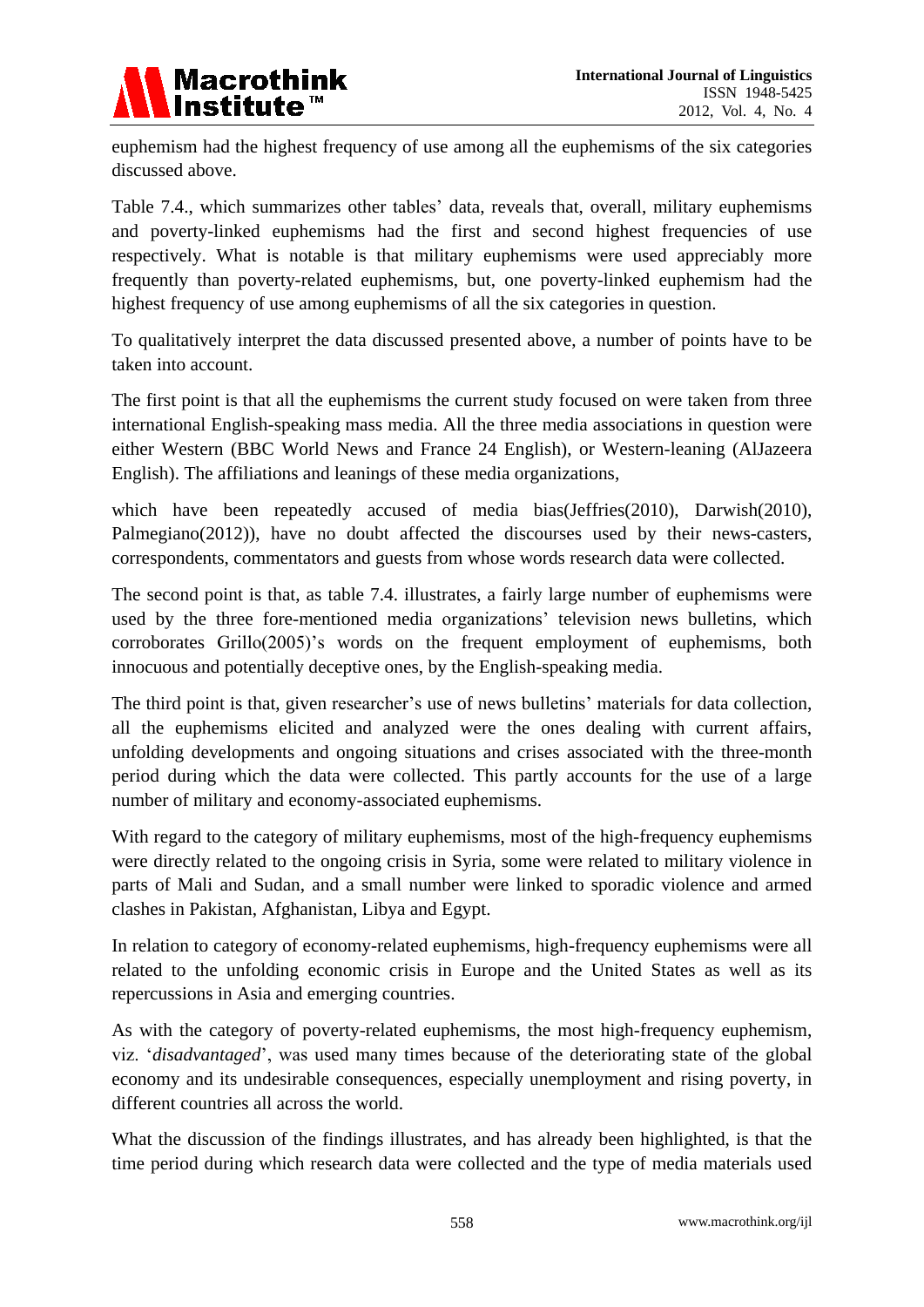euphemism had the highest frequency of use among all the euphemisms of the six categories discussed above.

Table 7.4., which summarizes other tables' data, reveals that, overall, military euphemisms and poverty-linked euphemisms had the first and second highest frequencies of use respectively. What is notable is that military euphemisms were used appreciably more frequently than poverty-related euphemisms, but, one poverty-linked euphemism had the highest frequency of use among euphemisms of all the six categories in question.

To qualitatively interpret the data discussed presented above, a number of points have to be taken into account.

The first point is that all the euphemisms the current study focused on were taken from three international English-speaking mass media. All the three media associations in question were either Western (BBC World News and France 24 English), or Western-leaning (AlJazeera English). The affiliations and leanings of these media organizations,

which have been repeatedly accused of media bias(Jeffries(2010), Darwish(2010), Palmegiano(2012)), have no doubt affected the discourses used by their news-casters, correspondents, commentators and guests from whose words research data were collected.

The second point is that, as table 7.4. illustrates, a fairly large number of euphemisms were used by the three fore-mentioned media organizations' television news bulletins, which corroborates Grillo(2005)'s words on the frequent employment of euphemisms, both innocuous and potentially deceptive ones, by the English-speaking media.

The third point is that, given researcher's use of news bulletins' materials for data collection, all the euphemisms elicited and analyzed were the ones dealing with current affairs, unfolding developments and ongoing situations and crises associated with the three-month period during which the data were collected. This partly accounts for the use of a large number of military and economy-associated euphemisms.

With regard to the category of military euphemisms, most of the high-frequency euphemisms were directly related to the ongoing crisis in Syria, some were related to military violence in parts of Mali and Sudan, and a small number were linked to sporadic violence and armed clashes in Pakistan, Afghanistan, Libya and Egypt.

In relation to category of economy-related euphemisms, high-frequency euphemisms were all related to the unfolding economic crisis in Europe and the United States as well as its repercussions in Asia and emerging countries.

As with the category of poverty-related euphemisms, the most high-frequency euphemism, viz. '*disadvantaged*', was used many times because of the deteriorating state of the global economy and its undesirable consequences, especially unemployment and rising poverty, in different countries all across the world.

What the discussion of the findings illustrates, and has already been highlighted, is that the time period during which research data were collected and the type of media materials used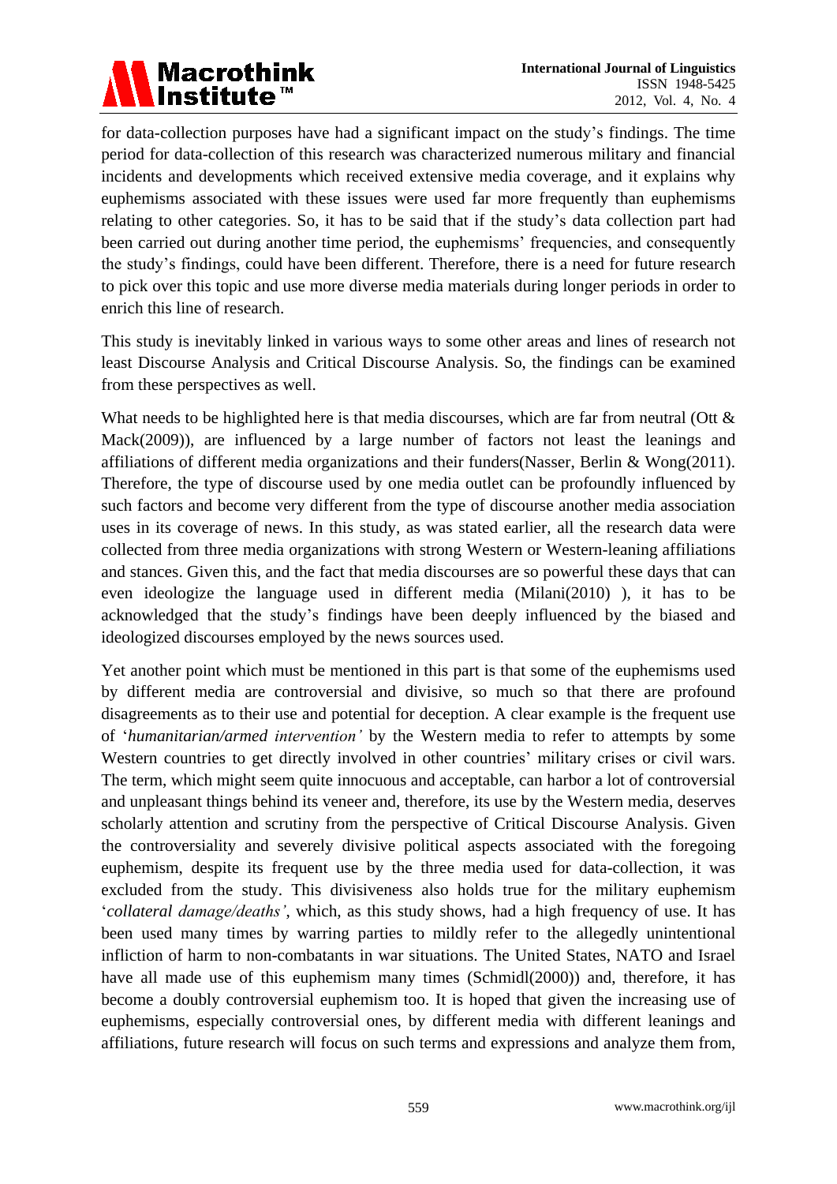for data-collection purposes have had a significant impact on the study's findings. The time period for data-collection of this research was characterized numerous military and financial incidents and developments which received extensive media coverage, and it explains why euphemisms associated with these issues were used far more frequently than euphemisms relating to other categories. So, it has to be said that if the study's data collection part had been carried out during another time period, the euphemisms' frequencies, and consequently the study's findings, could have been different. Therefore, there is a need for future research to pick over this topic and use more diverse media materials during longer periods in order to enrich this line of research.

This study is inevitably linked in various ways to some other areas and lines of research not least Discourse Analysis and Critical Discourse Analysis. So, the findings can be examined from these perspectives as well.

What needs to be highlighted here is that media discourses, which are far from neutral (Ott & Mack(2009)), are influenced by a large number of factors not least the leanings and affiliations of different media organizations and their funders(Nasser, Berlin & Wong(2011). Therefore, the type of discourse used by one media outlet can be profoundly influenced by such factors and become very different from the type of discourse another media association uses in its coverage of news. In this study, as was stated earlier, all the research data were collected from three media organizations with strong Western or Western-leaning affiliations and stances. Given this, and the fact that media discourses are so powerful these days that can even ideologize the language used in different media (Milani(2010) ), it has to be acknowledged that the study's findings have been deeply influenced by the biased and ideologized discourses employed by the news sources used.

Yet another point which must be mentioned in this part is that some of the euphemisms used by different media are controversial and divisive, so much so that there are profound disagreements as to their use and potential for deception. A clear example is the frequent use of '*humanitarian/armed intervention'* by the Western media to refer to attempts by some Western countries to get directly involved in other countries' military crises or civil wars. The term, which might seem quite innocuous and acceptable, can harbor a lot of controversial and unpleasant things behind its veneer and, therefore, its use by the Western media, deserves scholarly attention and scrutiny from the perspective of Critical Discourse Analysis. Given the controversiality and severely divisive political aspects associated with the foregoing euphemism, despite its frequent use by the three media used for data-collection, it was excluded from the study. This divisiveness also holds true for the military euphemism '*collateral damage/deaths'*, which, as this study shows, had a high frequency of use. It has been used many times by warring parties to mildly refer to the allegedly unintentional infliction of harm to non-combatants in war situations. The United States, NATO and Israel have all made use of this euphemism many times (Schmidl(2000)) and, therefore, it has become a doubly controversial euphemism too. It is hoped that given the increasing use of euphemisms, especially controversial ones, by different media with different leanings and affiliations, future research will focus on such terms and expressions and analyze them from,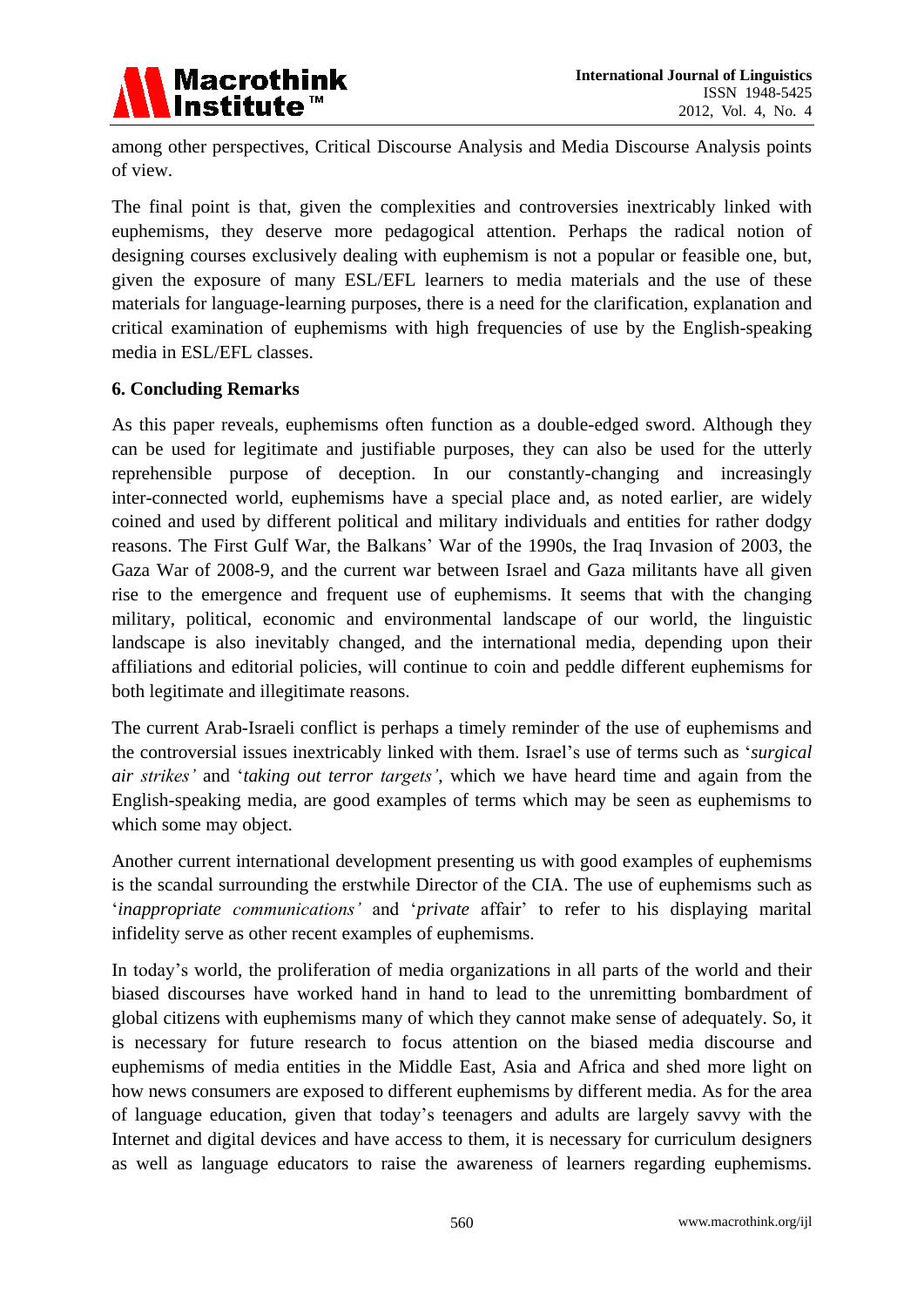among other perspectives, Critical Discourse Analysis and Media Discourse Analysis points of view.

The final point is that, given the complexities and controversies inextricably linked with euphemisms, they deserve more pedagogical attention. Perhaps the radical notion of designing courses exclusively dealing with euphemism is not a popular or feasible one, but, given the exposure of many ESL/EFL learners to media materials and the use of these materials for language-learning purposes, there is a need for the clarification, explanation and critical examination of euphemisms with high frequencies of use by the English-speaking media in ESL/EFL classes.

**6. Concluding Remarks**

As this paper reveals, euphemisms often function as a double-edged sword. Although they can be used for legitimate and justifiable purposes, they can also be used for the utterly reprehensible purpose of deception. In our constantly-changing and increasingly inter-connected world, euphemisms have a special place and, as noted earlier, are widely coined and used by different political and military individuals and entities for rather dodgy reasons. The First Gulf War, the Balkans' War of the 1990s, the Iraq Invasion of 2003, the Gaza War of 2008-9, and the current war between Israel and Gaza militants have all given rise to the emergence and frequent use of euphemisms. It seems that with the changing military, political, economic and environmental landscape of our world, the linguistic landscape is also inevitably changed, and the international media, depending upon their affiliations and editorial policies, will continue to coin and peddle different euphemisms for both legitimate and illegitimate reasons.

The current Arab-Israeli conflict is perhaps a timely reminder of the use of euphemisms and the controversial issues inextricably linked with them. Israel's use of terms such as '*surgical air strikes'* and '*taking out terror targets'*, which we have heard time and again from the English-speaking media, are good examples of terms which may be seen as euphemisms to which some may object.

Another current international development presenting us with good examples of euphemisms is the scandal surrounding the erstwhile Director of the CIA. The use of euphemisms such as '*inappropriate communications'* and '*private* affair' to refer to his displaying marital infidelity serve as other recent examples of euphemisms.

In today's world, the proliferation of media organizations in all parts of the world and their biased discourses have worked hand in hand to lead to the unremitting bombardment of global citizens with euphemisms many of which they cannot make sense of adequately. So, it is necessary for future research to focus attention on the biased media discourse and euphemisms of media entities in the Middle East, Asia and Africa and shed more light on how news consumers are exposed to different euphemisms by different media. As for the area of language education, given that today's teenagers and adults are largely savvy with the Internet and digital devices and have access to them, it is necessary for curriculum designers as well as language educators to raise the awareness of learners regarding euphemisms.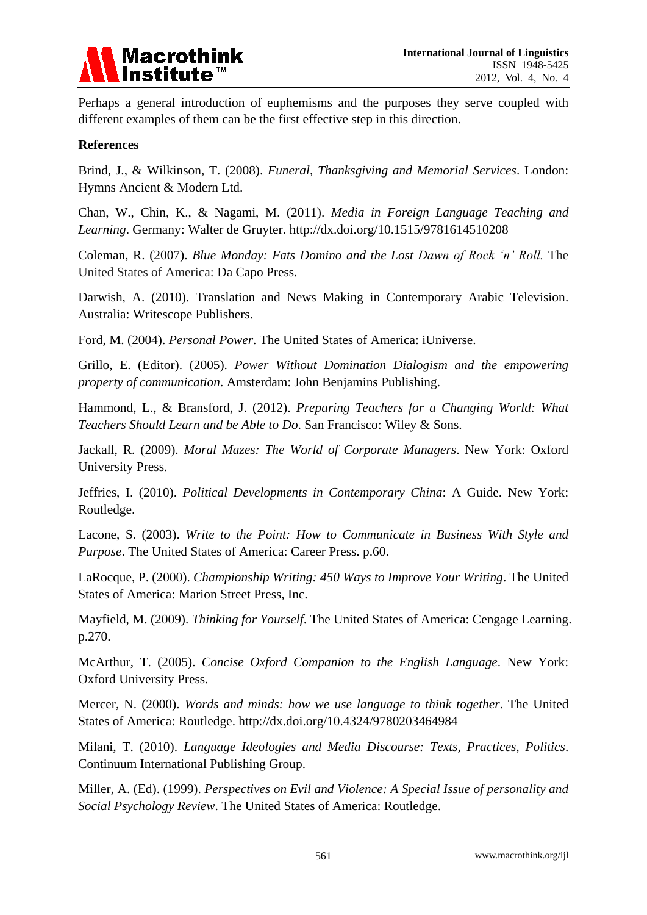Perhaps a general introduction of euphemisms and the purposes they serve coupled with different examples of them can be the first effective step in this direction.

## References

Brind, J., & Wilkinson, T. (2008). *Funeral, Thanksgiving and Memorial Services*. London: Hymns Ancient & Modern Ltd.

Chan, W., Chin, K., & Nagami, M. (2011). *Media in Foreign Language Teaching and Learning*. Germany: Walter de Gruyter. http://dx.doi.org/10.1515/9781614510208

Coleman, R. (2007). *Blue Monday: Fats Domino and the Lost Dawn of Rock 'n' Roll.* The United States of America: Da Capo Press.

Darwish, A. (2010). Translation and News Making in Contemporary Arabic Television. Australia: Writescope Publishers.

Ford, M. (2004). *Personal Power*. The United States of America: iUniverse.

Grillo, E. (Editor). (2005). *Power Without Domination Dialogism and the empowering property of communication*. Amsterdam: John Benjamins Publishing.

Hammond, L., & Bransford, J. (2012). *Preparing Teachers for a Changing World: What Teachers Should Learn and be Able to Do.* San Francisco: Wiley & Sons.

Jackall, R. (2009). *Moral Mazes: The World of Corporate Managers*. New York: Oxford University Press.

Jeffries, I. (2010). *Political Developments in Contemporary China*: A Guide. New York: Routledge.

Lacone, S. (2003). *Write to the Point: How to Communicate in Business With Style and Purpose*. The United States of America: Career Press. p.60.

LaRocque, P. (2000). *Championship Writing: 450 Ways to Improve Your Writing*. The United States of America: Marion Street Press, Inc.

Mayfield, M. (2009). *Thinking for Yourself*. The United States of America: Cengage Learning. p.270.

McArthur, T. (2005). *Concise Oxford Companion to the English Language*. New York: Oxford University Press.

Mercer, N. (2000). *Words and minds: how we use language to think together*. The United States of America: Routledge. http://dx.doi.org/10.4324/9780203464984

Milani, T. (2010). *Language Ideologies and Media Discourse: Texts, Practices, Politics*. Continuum International Publishing Group.

Miller, A. (Ed). (1999). *Perspectives on Evil and Violence: A Special Issue of personality and Social Psychology Review*. The United States of America: Routledge.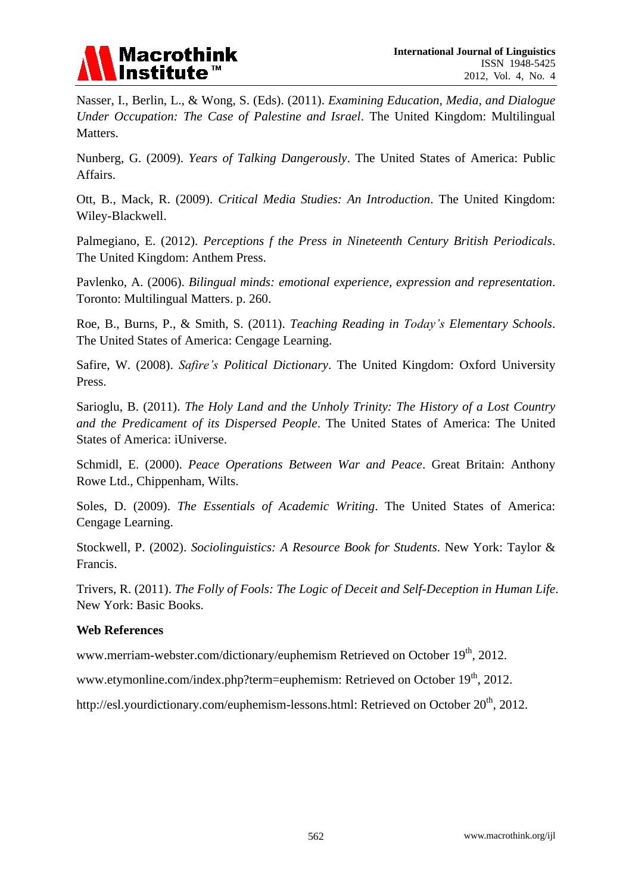Nasser, I., Berlin, L., & Wong, S. (Eds). (2011). *Examining Education, Media, and Dialogue Under Occupation: The Case of Palestine and Israel*. The United Kingdom: Multilingual Matters.

Nunberg, G. (2009). *Years of Talking Dangerously*. The United States of America: Public Affairs.

Ott, B., Mack, R. (2009). *Critical Media Studies: An Introduction*. The United Kingdom: Wiley-Blackwell.

Palmegiano, E. (2012). *Perceptions f the Press in Nineteenth Century British Periodicals*. The United Kingdom: Anthem Press.

Pavlenko, A. (2006). *Bilingual minds: emotional experience, expression and representation*. Toronto: Multilingual Matters. p. 260.

Roe, B., Burns, P., & Smith, S. (2011). *Teaching Reading in Today's Elementary Schools*. The United States of America: Cengage Learning.

Safire, W. (2008). *Safire's Political Dictionary*. The United Kingdom: Oxford University Press.

Sarioglu, B. (2011). *The Holy Land and the Unholy Trinity: The History of a Lost Country and the Predicament of its Dispersed People*. The United States of America: The United States of America: iUniverse.

Schmidl, E. (2000). *Peace Operations Between War and Peace*. Great Britain: Anthony Rowe Ltd., Chippenham, Wilts.

Soles, D. (2009). *The Essentials of Academic Writing*. The United States of America: Cengage Learning.

Stockwell, P. (2002). *Sociolinguistics: A Resource Book for Students*. New York: Taylor & Francis.

Trivers, R. (2011). *The Folly of Fools: The Logic of Deceit and Self-Deception in Human Life*. New York: Basic Books.

## Web References

www.merriam-webster.com/dictionary/euphemism Retrieved on October 19th, 2012.

www.etymonline.com/index.php?term=euphemism: Retrieved on October 19th, 2012.

http://esl.yourdictionary.com/euphemism-lessons.html: Retrieved on October 20th, 2012.